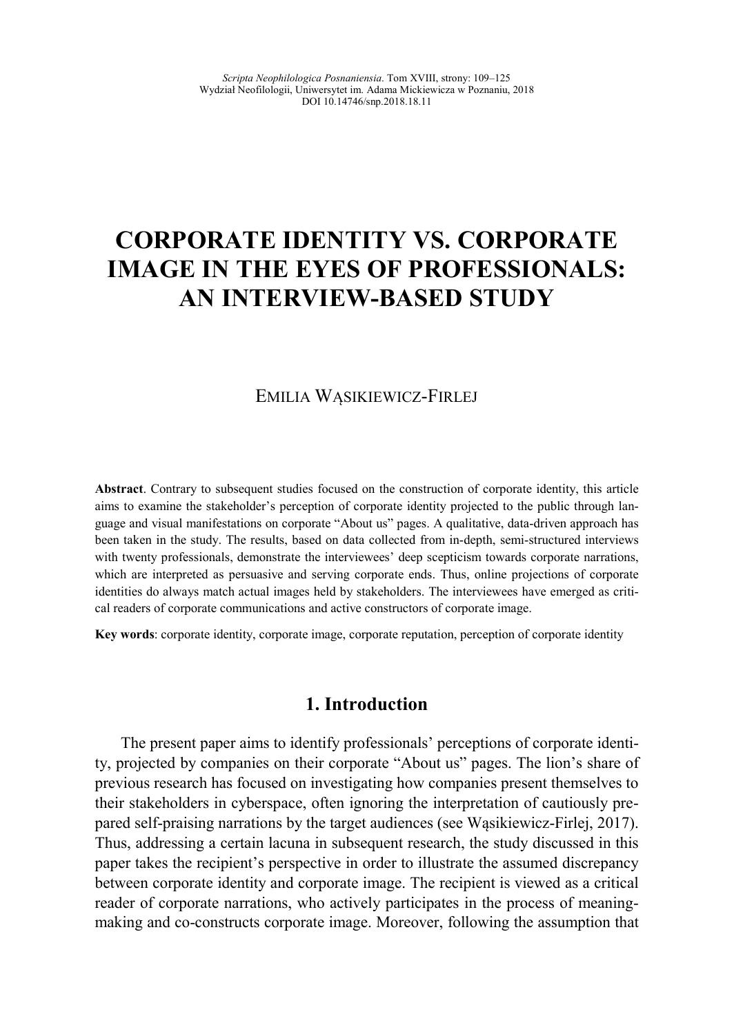# CORPORATE IDENTITY VS. CORPORATE IMAGE IN THE EYES OF PROFESSIONALS: AN INTERVIEW-BASED STUDY

EMILIA WĄSIKIEWICZ-FIRLEJ

**Abstract**. Contrary to subsequent studies focused on the construction of corporate identity, this article aims to examine the stakeholder's perception of corporate identity projected to the public through language and visual manifestations on corporate "About us" pages. A qualitative, data-driven approach has been taken in the study. The results, based on data collected from in-depth, semi-structured interviews with twenty professionals, demonstrate the interviewees' deep scepticism towards corporate narrations, which are interpreted as persuasive and serving corporate ends. Thus, online projections of corporate identities do always match actual images held by stakeholders. The interviewees have emerged as critical readers of corporate communications and active constructors of corporate image.

**Key words**: corporate identity, corporate image, corporate reputation, perception of corporate identity

## 1. Introduction

The present paper aims to identify professionals' perceptions of corporate identity, projected by companies on their corporate "About us" pages. The lion's share of previous research has focused on investigating how companies present themselves to their stakeholders in cyberspace, often ignoring the interpretation of cautiously prepared self-praising narrations by the target audiences (see Wąsikiewicz-Firlej, 2017). Thus, addressing a certain lacuna in subsequent research, the study discussed in this paper takes the recipient's perspective in order to illustrate the assumed discrepancy between corporate identity and corporate image. The recipient is viewed as a critical reader of corporate narrations, who actively participates in the process of meaning-making and co-constructs corporate image. Moreover, following the assumption that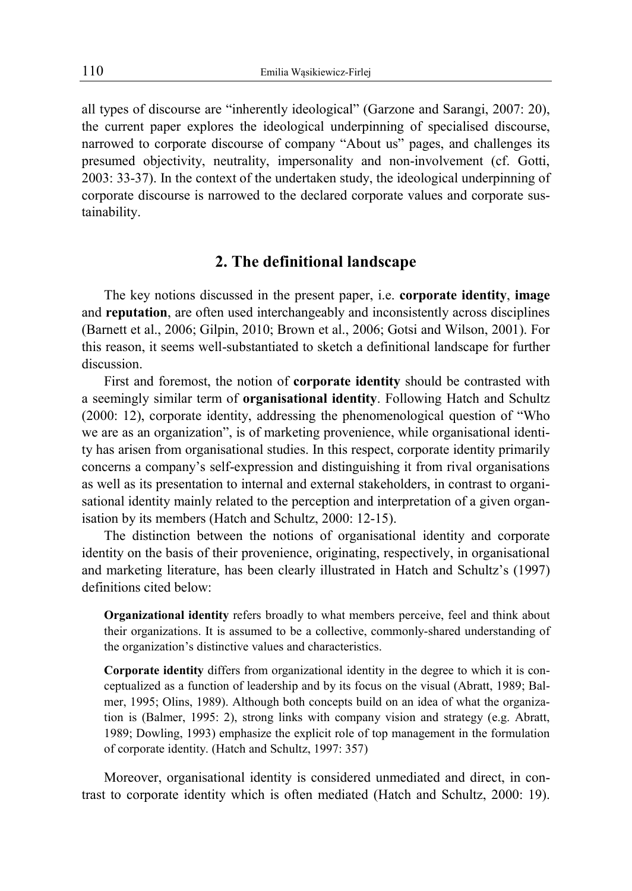all types of discourse are "inherently ideological" (Garzone and Sarangi, 2007: 20), the current paper explores the ideological underpinning of specialised discourse, narrowed to corporate discourse of company "About us" pages, and challenges its presumed objectivity, neutrality, impersonality and non-involvement (cf. Gotti, 2003: 33-37). In the context of the undertaken study, the ideological underpinning of corporate discourse is narrowed to the declared corporate values and corporate sustainability.

## 2. The definitional landscape

The key notions discussed in the present paper, i.e. **corporate identity**, **image** and **reputation**, are often used interchangeably and inconsistently across disciplines (Barnett et al., 2006; Gilpin, 2010; Brown et al., 2006; Gotsi and Wilson, 2001). For this reason, it seems well-substantiated to sketch a definitional landscape for further discussion.

First and foremost, the notion of **corporate identity** should be contrasted with a seemingly similar term of **organisational identity**. Following Hatch and Schultz (2000: 12), corporate identity, addressing the phenomenological question of "Who we are as an organization", is of marketing provenience, while organisational identity has arisen from organisational studies. In this respect, corporate identity primarily concerns a company's self-expression and distinguishing it from rival organisations as well as its presentation to internal and external stakeholders, in contrast to organisational identity mainly related to the perception and interpretation of a given organisation by its members (Hatch and Schultz, 2000: 12-15).

The distinction between the notions of organisational identity and corporate identity on the basis of their provenience, originating, respectively, in organisational and marketing literature, has been clearly illustrated in Hatch and Schultz's (1997) definitions cited below:

> **Organizational identity** refers broadly to what members perceive, feel and think about their organizations. It is assumed to be a collective, commonly-shared understanding of the organization's distinctive values and characteristics.
>
> **Corporate identity** differs from organizational identity in the degree to which it is conceptualized as a function of leadership and by its focus on the visual (Abratt, 1989; Balmer, 1995; Olins, 1989). Although both concepts build on an idea of what the organization is (Balmer, 1995: 2), strong links with company vision and strategy (e.g. Abratt, 1989; Dowling, 1993) emphasize the explicit role of top management in the formulation of corporate identity. (Hatch and Schultz, 1997: 357)

Moreover, organisational identity is considered unmediated and direct, in contrast to corporate identity which is often mediated (Hatch and Schultz, 2000: 19).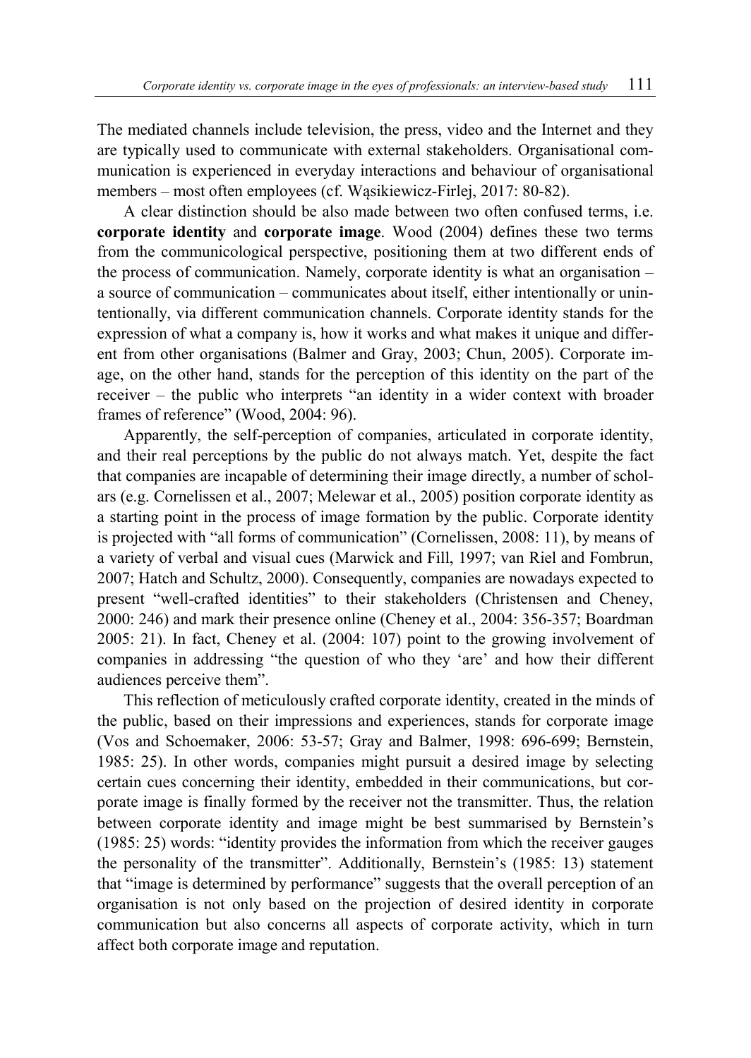The mediated channels include television, the press, video and the Internet and they are typically used to communicate with external stakeholders. Organisational communication is experienced in everyday interactions and behaviour of organisational members – most often employees (cf. Wąsikiewicz-Firlej, 2017: 80-82).

A clear distinction should be also made between two often confused terms, i.e. **corporate identity** and **corporate image**. Wood (2004) defines these two terms from the communicological perspective, positioning them at two different ends of the process of communication. Namely, corporate identity is what an organisation – a source of communication – communicates about itself, either intentionally or unintentionally, via different communication channels. Corporate identity stands for the expression of what a company is, how it works and what makes it unique and different from other organisations (Balmer and Gray, 2003; Chun, 2005). Corporate image, on the other hand, stands for the perception of this identity on the part of the receiver – the public who interprets "an identity in a wider context with broader frames of reference" (Wood, 2004: 96).

Apparently, the self-perception of companies, articulated in corporate identity, and their real perceptions by the public do not always match. Yet, despite the fact that companies are incapable of determining their image directly, a number of scholars (e.g. Cornelissen et al., 2007; Melewar et al., 2005) position corporate identity as a starting point in the process of image formation by the public. Corporate identity is projected with "all forms of communication" (Cornelissen, 2008: 11), by means of a variety of verbal and visual cues (Marwick and Fill, 1997; van Riel and Fombrun, 2007; Hatch and Schultz, 2000). Consequently, companies are nowadays expected to present "well-crafted identities" to their stakeholders (Christensen and Cheney, 2000: 246) and mark their presence online (Cheney et al., 2004: 356-357; Boardman 2005: 21). In fact, Cheney et al. (2004: 107) point to the growing involvement of companies in addressing "the question of who they 'are' and how their different audiences perceive them".

This reflection of meticulously crafted corporate identity, created in the minds of the public, based on their impressions and experiences, stands for corporate image (Vos and Schoemaker, 2006: 53-57; Gray and Balmer, 1998: 696-699; Bernstein, 1985: 25). In other words, companies might pursuit a desired image by selecting certain cues concerning their identity, embedded in their communications, but corporate image is finally formed by the receiver not the transmitter. Thus, the relation between corporate identity and image might be best summarised by Bernstein's (1985: 25) words: "identity provides the information from which the receiver gauges the personality of the transmitter". Additionally, Bernstein's (1985: 13) statement that "image is determined by performance" suggests that the overall perception of an organisation is not only based on the projection of desired identity in corporate communication but also concerns all aspects of corporate activity, which in turn affect both corporate image and reputation.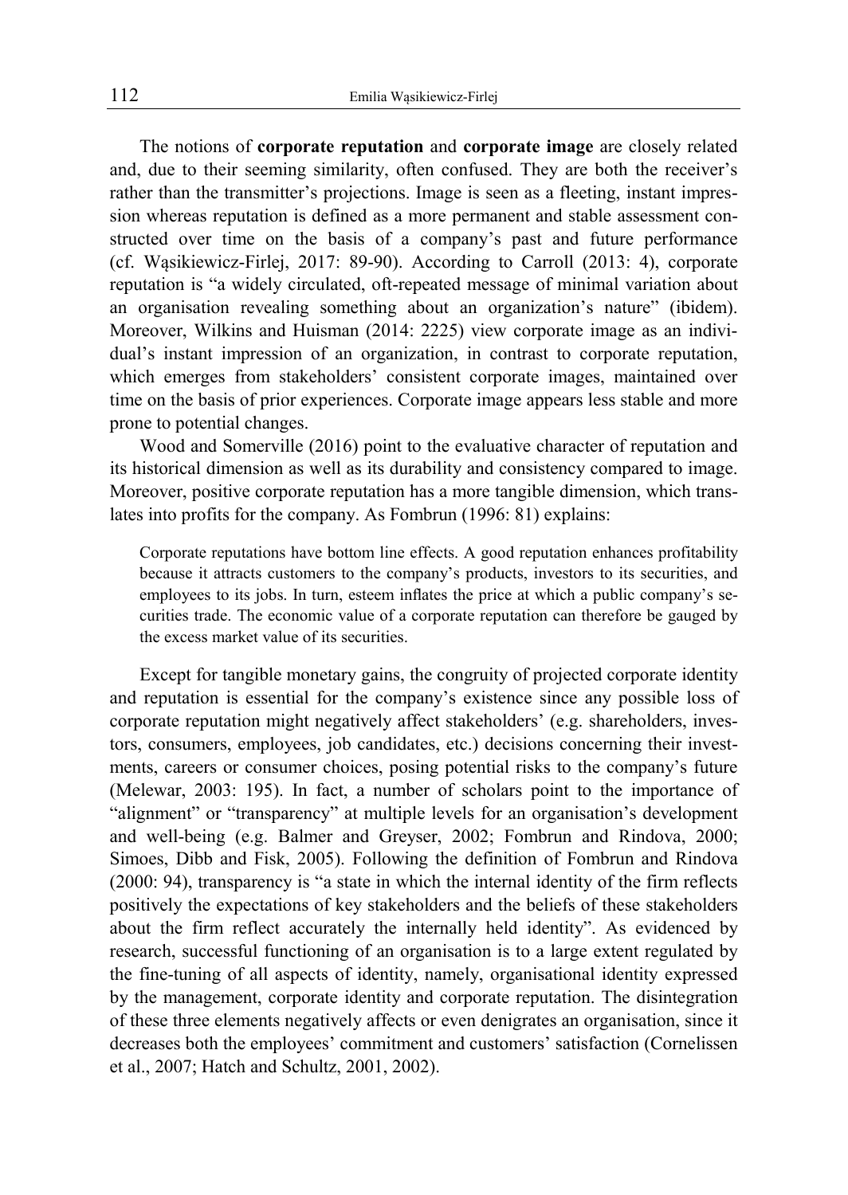The notions of **corporate reputation** and **corporate image** are closely related and, due to their seeming similarity, often confused. They are both the receiver's rather than the transmitter's projections. Image is seen as a fleeting, instant impression whereas reputation is defined as a more permanent and stable assessment constructed over time on the basis of a company's past and future performance (cf. Wąsikiewicz-Firlej, 2017: 89-90). According to Carroll (2013: 4), corporate reputation is "a widely circulated, oft-repeated message of minimal variation about an organisation revealing something about an organization's nature" (ibidem). Moreover, Wilkins and Huisman (2014: 2225) view corporate image as an individual's instant impression of an organization, in contrast to corporate reputation, which emerges from stakeholders' consistent corporate images, maintained over time on the basis of prior experiences. Corporate image appears less stable and more prone to potential changes.

Wood and Somerville (2016) point to the evaluative character of reputation and its historical dimension as well as its durability and consistency compared to image. Moreover, positive corporate reputation has a more tangible dimension, which translates into profits for the company. As Fombrun (1996: 81) explains:

> Corporate reputations have bottom line effects. A good reputation enhances profitability because it attracts customers to the company's products, investors to its securities, and employees to its jobs. In turn, esteem inflates the price at which a public company's securities trade. The economic value of a corporate reputation can therefore be gauged by the excess market value of its securities.

Except for tangible monetary gains, the congruity of projected corporate identity and reputation is essential for the company's existence since any possible loss of corporate reputation might negatively affect stakeholders' (e.g. shareholders, investors, consumers, employees, job candidates, etc.) decisions concerning their investments, careers or consumer choices, posing potential risks to the company's future (Melewar, 2003: 195). In fact, a number of scholars point to the importance of "alignment" or "transparency" at multiple levels for an organisation's development and well-being (e.g. Balmer and Greyser, 2002; Fombrun and Rindova, 2000; Simoes, Dibb and Fisk, 2005). Following the definition of Fombrun and Rindova (2000: 94), transparency is "a state in which the internal identity of the firm reflects positively the expectations of key stakeholders and the beliefs of these stakeholders about the firm reflect accurately the internally held identity". As evidenced by research, successful functioning of an organisation is to a large extent regulated by the fine-tuning of all aspects of identity, namely, organisational identity expressed by the management, corporate identity and corporate reputation. The disintegration of these three elements negatively affects or even denigrates an organisation, since it decreases both the employees' commitment and customers' satisfaction (Cornelissen et al., 2007; Hatch and Schultz, 2001, 2002).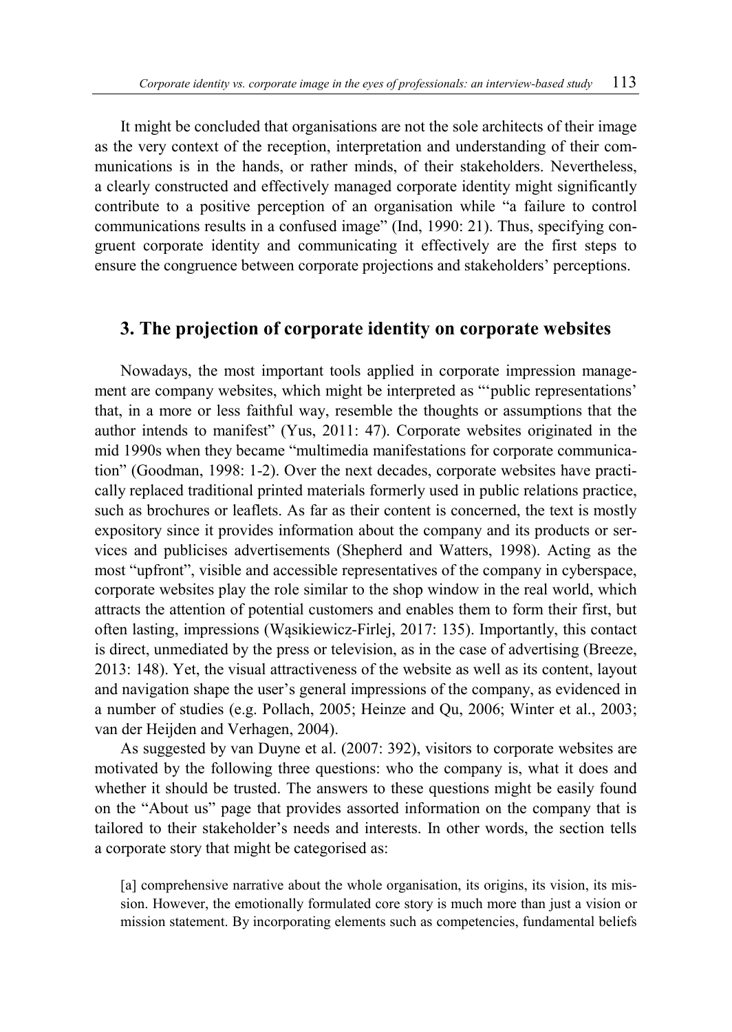It might be concluded that organisations are not the sole architects of their image as the very context of the reception, interpretation and understanding of their communications is in the hands, or rather minds, of their stakeholders. Nevertheless, a clearly constructed and effectively managed corporate identity might significantly contribute to a positive perception of an organisation while "a failure to control communications results in a confused image" (Ind, 1990: 21). Thus, specifying congruent corporate identity and communicating it effectively are the first steps to ensure the congruence between corporate projections and stakeholders' perceptions.

## 3. The projection of corporate identity on corporate websites

Nowadays, the most important tools applied in corporate impression management are company websites, which might be interpreted as "'public representations' that, in a more or less faithful way, resemble the thoughts or assumptions that the author intends to manifest" (Yus, 2011: 47). Corporate websites originated in the mid 1990s when they became "multimedia manifestations for corporate communication" (Goodman, 1998: 1-2). Over the next decades, corporate websites have practically replaced traditional printed materials formerly used in public relations practice, such as brochures or leaflets. As far as their content is concerned, the text is mostly expository since it provides information about the company and its products or services and publicises advertisements (Shepherd and Watters, 1998). Acting as the most "upfront", visible and accessible representatives of the company in cyberspace, corporate websites play the role similar to the shop window in the real world, which attracts the attention of potential customers and enables them to form their first, but often lasting, impressions (Wąsikiewicz-Firlej, 2017: 135). Importantly, this contact is direct, unmediated by the press or television, as in the case of advertising (Breeze, 2013: 148). Yet, the visual attractiveness of the website as well as its content, layout and navigation shape the user's general impressions of the company, as evidenced in a number of studies (e.g. Pollach, 2005; Heinze and Qu, 2006; Winter et al., 2003; van der Heijden and Verhagen, 2004).

As suggested by van Duyne et al. (2007: 392), visitors to corporate websites are motivated by the following three questions: who the company is, what it does and whether it should be trusted. The answers to these questions might be easily found on the "About us" page that provides assorted information on the company that is tailored to their stakeholder's needs and interests. In other words, the section tells a corporate story that might be categorised as:

> [a] comprehensive narrative about the whole organisation, its origins, its vision, its mission. However, the emotionally formulated core story is much more than just a vision or mission statement. By incorporating elements such as competencies, fundamental beliefs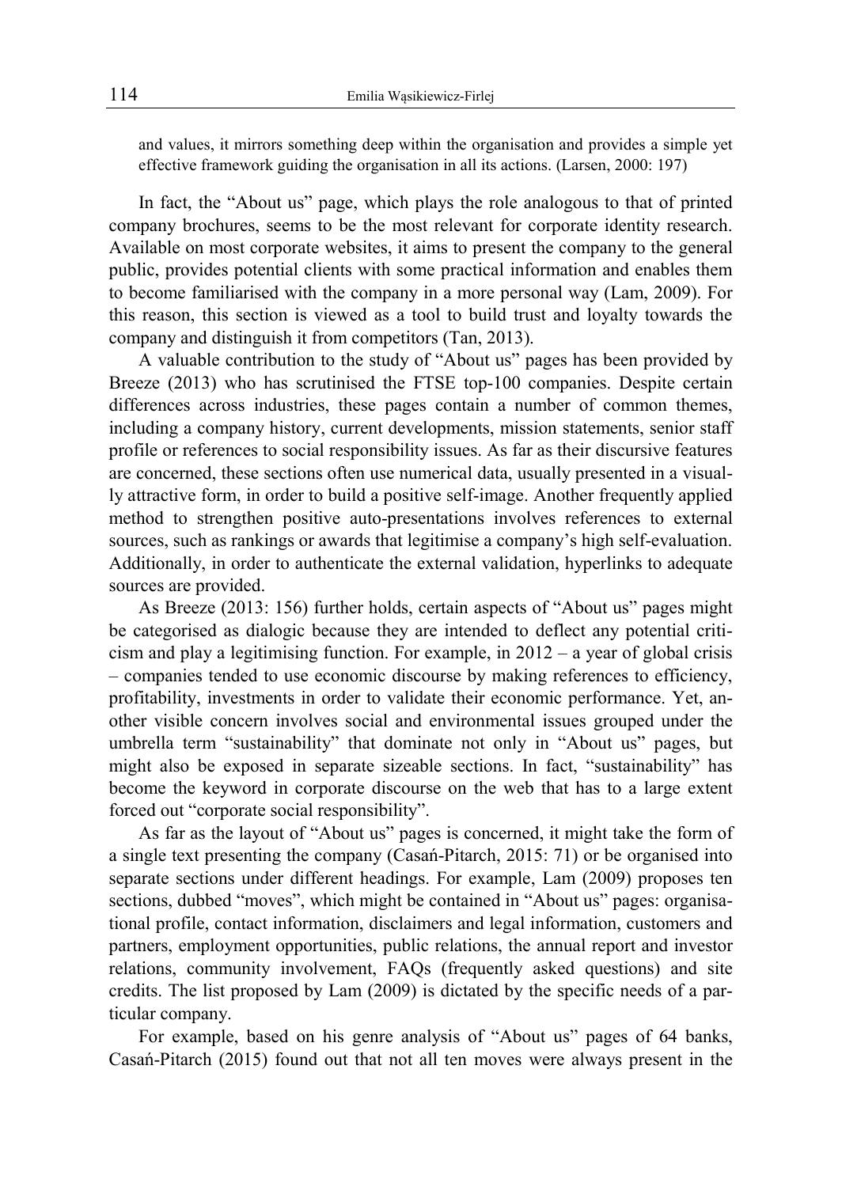and values, it mirrors something deep within the organisation and provides a simple yet effective framework guiding the organisation in all its actions. (Larsen, 2000: 197)

In fact, the "About us" page, which plays the role analogous to that of printed company brochures, seems to be the most relevant for corporate identity research. Available on most corporate websites, it aims to present the company to the general public, provides potential clients with some practical information and enables them to become familiarised with the company in a more personal way (Lam, 2009). For this reason, this section is viewed as a tool to build trust and loyalty towards the company and distinguish it from competitors (Tan, 2013).

A valuable contribution to the study of "About us" pages has been provided by Breeze (2013) who has scrutinised the FTSE top-100 companies. Despite certain differences across industries, these pages contain a number of common themes, including a company history, current developments, mission statements, senior staff profile or references to social responsibility issues. As far as their discursive features are concerned, these sections often use numerical data, usually presented in a visually attractive form, in order to build a positive self-image. Another frequently applied method to strengthen positive auto-presentations involves references to external sources, such as rankings or awards that legitimise a company's high self-evaluation. Additionally, in order to authenticate the external validation, hyperlinks to adequate sources are provided.

As Breeze (2013: 156) further holds, certain aspects of "About us" pages might be categorised as dialogic because they are intended to deflect any potential criticism and play a legitimising function. For example, in 2012 – a year of global crisis – companies tended to use economic discourse by making references to efficiency, profitability, investments in order to validate their economic performance. Yet, another visible concern involves social and environmental issues grouped under the umbrella term "sustainability" that dominate not only in "About us" pages, but might also be exposed in separate sizeable sections. In fact, "sustainability" has become the keyword in corporate discourse on the web that has to a large extent forced out "corporate social responsibility".

As far as the layout of "About us" pages is concerned, it might take the form of a single text presenting the company (Casań-Pitarch, 2015: 71) or be organised into separate sections under different headings. For example, Lam (2009) proposes ten sections, dubbed "moves", which might be contained in "About us" pages: organisational profile, contact information, disclaimers and legal information, customers and partners, employment opportunities, public relations, the annual report and investor relations, community involvement, FAQs (frequently asked questions) and site credits. The list proposed by Lam (2009) is dictated by the specific needs of a particular company.

For example, based on his genre analysis of "About us" pages of 64 banks, Casań-Pitarch (2015) found out that not all ten moves were always present in the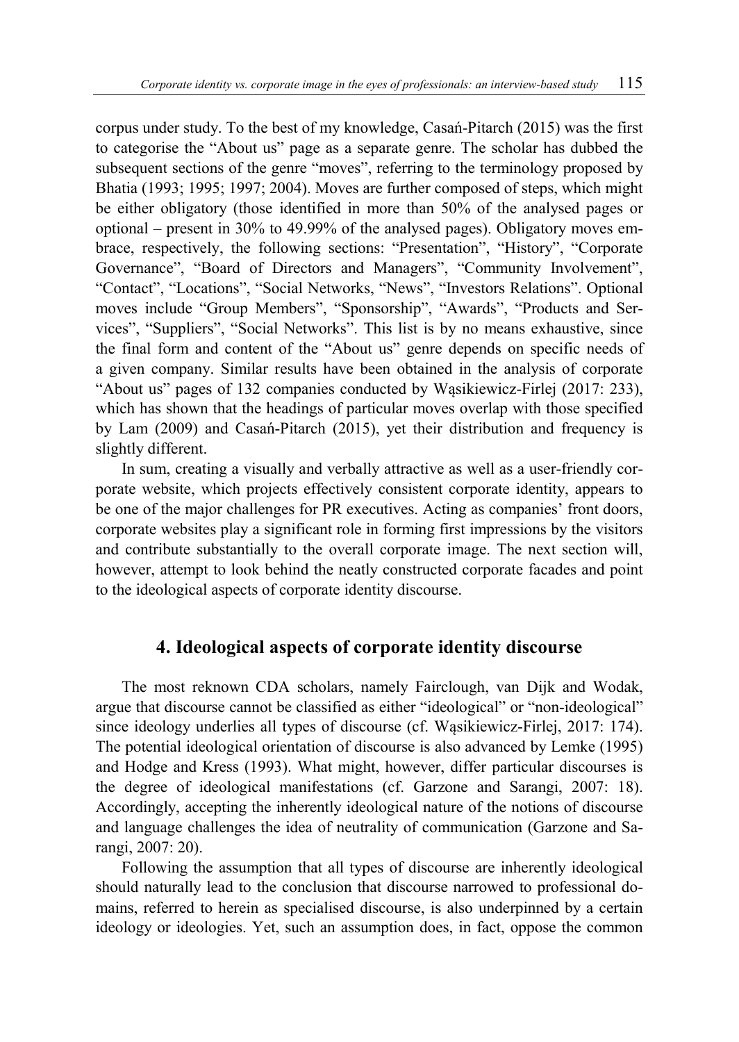corpus under study. To the best of my knowledge, Casań-Pitarch (2015) was the first to categorise the "About us" page as a separate genre. The scholar has dubbed the subsequent sections of the genre "moves", referring to the terminology proposed by Bhatia (1993; 1995; 1997; 2004). Moves are further composed of steps, which might be either obligatory (those identified in more than 50% of the analysed pages or optional – present in 30% to 49.99% of the analysed pages). Obligatory moves embrace, respectively, the following sections: "Presentation", "History", "Corporate Governance", "Board of Directors and Managers", "Community Involvement", "Contact", "Locations", "Social Networks, "News", "Investors Relations". Optional moves include "Group Members", "Sponsorship", "Awards", "Products and Services", "Suppliers", "Social Networks". This list is by no means exhaustive, since the final form and content of the "About us" genre depends on specific needs of a given company. Similar results have been obtained in the analysis of corporate "About us" pages of 132 companies conducted by Wąsikiewicz-Firlej (2017: 233), which has shown that the headings of particular moves overlap with those specified by Lam (2009) and Casań-Pitarch (2015), yet their distribution and frequency is slightly different.

In sum, creating a visually and verbally attractive as well as a user-friendly corporate website, which projects effectively consistent corporate identity, appears to be one of the major challenges for PR executives. Acting as companies' front doors, corporate websites play a significant role in forming first impressions by the visitors and contribute substantially to the overall corporate image. The next section will, however, attempt to look behind the neatly constructed corporate facades and point to the ideological aspects of corporate identity discourse.

## 4. Ideological aspects of corporate identity discourse

The most reknown CDA scholars, namely Fairclough, van Dijk and Wodak, argue that discourse cannot be classified as either "ideological" or "non-ideological" since ideology underlies all types of discourse (cf. Wąsikiewicz-Firlej, 2017: 174). The potential ideological orientation of discourse is also advanced by Lemke (1995) and Hodge and Kress (1993). What might, however, differ particular discourses is the degree of ideological manifestations (cf. Garzone and Sarangi, 2007: 18). Accordingly, accepting the inherently ideological nature of the notions of discourse and language challenges the idea of neutrality of communication (Garzone and Sarangi, 2007: 20).

Following the assumption that all types of discourse are inherently ideological should naturally lead to the conclusion that discourse narrowed to professional domains, referred to herein as specialised discourse, is also underpinned by a certain ideology or ideologies. Yet, such an assumption does, in fact, oppose the common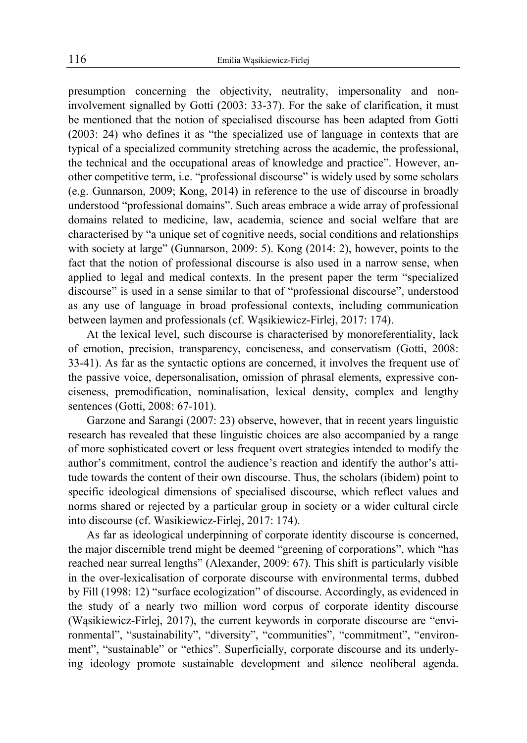presumption concerning the objectivity, neutrality, impersonality and non-involvement signalled by Gotti (2003: 33-37). For the sake of clarification, it must be mentioned that the notion of specialised discourse has been adapted from Gotti (2003: 24) who defines it as "the specialized use of language in contexts that are typical of a specialized community stretching across the academic, the professional, the technical and the occupational areas of knowledge and practice". However, another competitive term, i.e. "professional discourse" is widely used by some scholars (e.g. Gunnarson, 2009; Kong, 2014) in reference to the use of discourse in broadly understood "professional domains". Such areas embrace a wide array of professional domains related to medicine, law, academia, science and social welfare that are characterised by "a unique set of cognitive needs, social conditions and relationships with society at large" (Gunnarson, 2009: 5). Kong (2014: 2), however, points to the fact that the notion of professional discourse is also used in a narrow sense, when applied to legal and medical contexts. In the present paper the term "specialized discourse" is used in a sense similar to that of "professional discourse", understood as any use of language in broad professional contexts, including communication between laymen and professionals (cf. Wąsikiewicz-Firlej, 2017: 174).

At the lexical level, such discourse is characterised by monoreferentiality, lack of emotion, precision, transparency, conciseness, and conservatism (Gotti, 2008: 33-41). As far as the syntactic options are concerned, it involves the frequent use of the passive voice, depersonalisation, omission of phrasal elements, expressive conciseness, premodification, nominalisation, lexical density, complex and lengthy sentences (Gotti, 2008: 67-101).

Garzone and Sarangi (2007: 23) observe, however, that in recent years linguistic research has revealed that these linguistic choices are also accompanied by a range of more sophisticated covert or less frequent overt strategies intended to modify the author's commitment, control the audience's reaction and identify the author's attitude towards the content of their own discourse. Thus, the scholars (ibidem) point to specific ideological dimensions of specialised discourse, which reflect values and norms shared or rejected by a particular group in society or a wider cultural circle into discourse (cf. Wasikiewicz-Firlej, 2017: 174).

As far as ideological underpinning of corporate identity discourse is concerned, the major discernible trend might be deemed "greening of corporations", which "has reached near surreal lengths" (Alexander, 2009: 67). This shift is particularly visible in the over-lexicalisation of corporate discourse with environmental terms, dubbed by Fill (1998: 12) "surface ecologization" of discourse. Accordingly, as evidenced in the study of a nearly two million word corpus of corporate identity discourse (Wąsikiewicz-Firlej, 2017), the current keywords in corporate discourse are "environmental", "sustainability", "diversity", "communities", "commitment", "environment", "sustainable" or "ethics". Superficially, corporate discourse and its underlying ideology promote sustainable development and silence neoliberal agenda.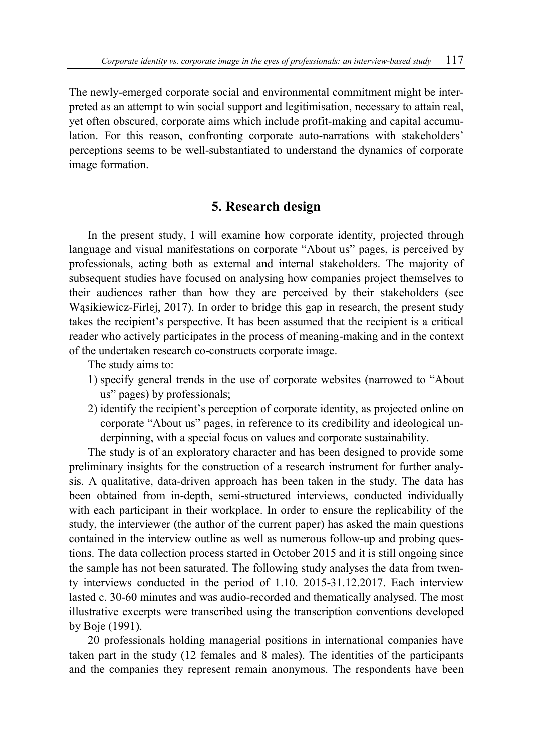The newly-emerged corporate social and environmental commitment might be interpreted as an attempt to win social support and legitimisation, necessary to attain real, yet often obscured, corporate aims which include profit-making and capital accumulation. For this reason, confronting corporate auto-narrations with stakeholders' perceptions seems to be well-substantiated to understand the dynamics of corporate image formation.

## 5. Research design

In the present study, I will examine how corporate identity, projected through language and visual manifestations on corporate "About us" pages, is perceived by professionals, acting both as external and internal stakeholders. The majority of subsequent studies have focused on analysing how companies project themselves to their audiences rather than how they are perceived by their stakeholders (see Wąsikiewicz-Firlej, 2017). In order to bridge this gap in research, the present study takes the recipient's perspective. It has been assumed that the recipient is a critical reader who actively participates in the process of meaning-making and in the context of the undertaken research co-constructs corporate image.

The study aims to:

1) specify general trends in the use of corporate websites (narrowed to "About us" pages) by professionals;
2) identify the recipient's perception of corporate identity, as projected online on corporate "About us" pages, in reference to its credibility and ideological underpinning, with a special focus on values and corporate sustainability.

The study is of an exploratory character and has been designed to provide some preliminary insights for the construction of a research instrument for further analysis. A qualitative, data-driven approach has been taken in the study. The data has been obtained from in-depth, semi-structured interviews, conducted individually with each participant in their workplace. In order to ensure the replicability of the study, the interviewer (the author of the current paper) has asked the main questions contained in the interview outline as well as numerous follow-up and probing questions. The data collection process started in October 2015 and it is still ongoing since the sample has not been saturated. The following study analyses the data from twenty interviews conducted in the period of 1.10. 2015-31.12.2017. Each interview lasted c. 30-60 minutes and was audio-recorded and thematically analysed. The most illustrative excerpts were transcribed using the transcription conventions developed by Boje (1991).

20 professionals holding managerial positions in international companies have taken part in the study (12 females and 8 males). The identities of the participants and the companies they represent remain anonymous. The respondents have been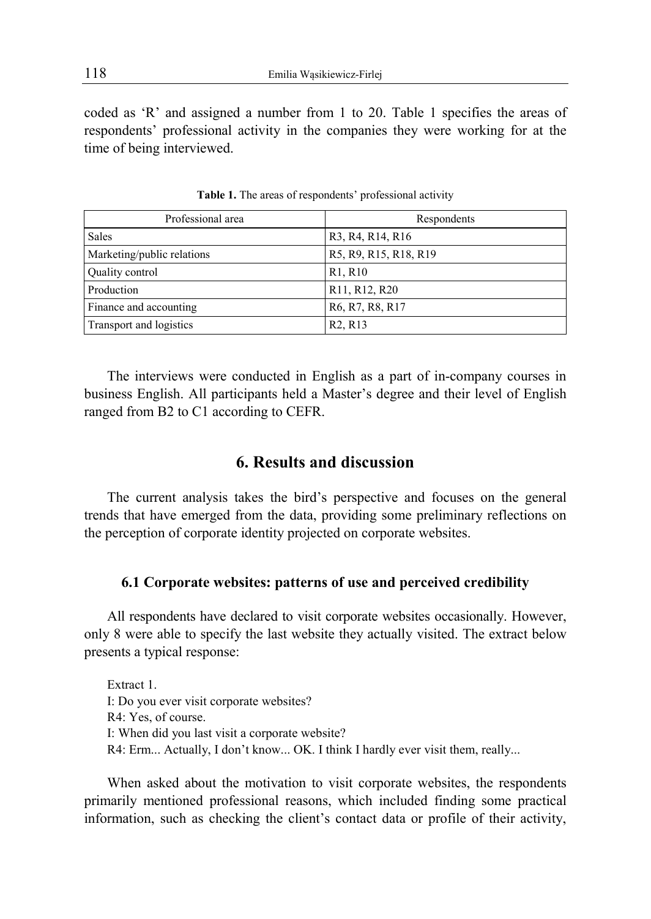coded as 'R' and assigned a number from 1 to 20. Table 1 specifies the areas of respondents' professional activity in the companies they were working for at the time of being interviewed.

**Table 1.** The areas of respondents' professional activity

| Professional area | Respondents |
| --- | --- |
| Sales | R3, R4, R14, R16 |
| Marketing/public relations | R5, R9, R15, R18, R19 |
| Quality control | R1, R10 |
| Production | R11, R12, R20 |
| Finance and accounting | R6, R7, R8, R17 |
| Transport and logistics | R2, R13 |

The interviews were conducted in English as a part of in-company courses in business English. All participants held a Master's degree and their level of English ranged from B2 to C1 according to CEFR.

## 6. Results and discussion

The current analysis takes the bird's perspective and focuses on the general trends that have emerged from the data, providing some preliminary reflections on the perception of corporate identity projected on corporate websites.

### 6.1 Corporate websites: patterns of use and perceived credibility

All respondents have declared to visit corporate websites occasionally. However, only 8 were able to specify the last website they actually visited. The extract below presents a typical response:

Extract 1.
I: Do you ever visit corporate websites?
R4: Yes, of course.
I: When did you last visit a corporate website?
R4: Erm... Actually, I don't know... OK. I think I hardly ever visit them, really...

When asked about the motivation to visit corporate websites, the respondents primarily mentioned professional reasons, which included finding some practical information, such as checking the client's contact data or profile of their activity,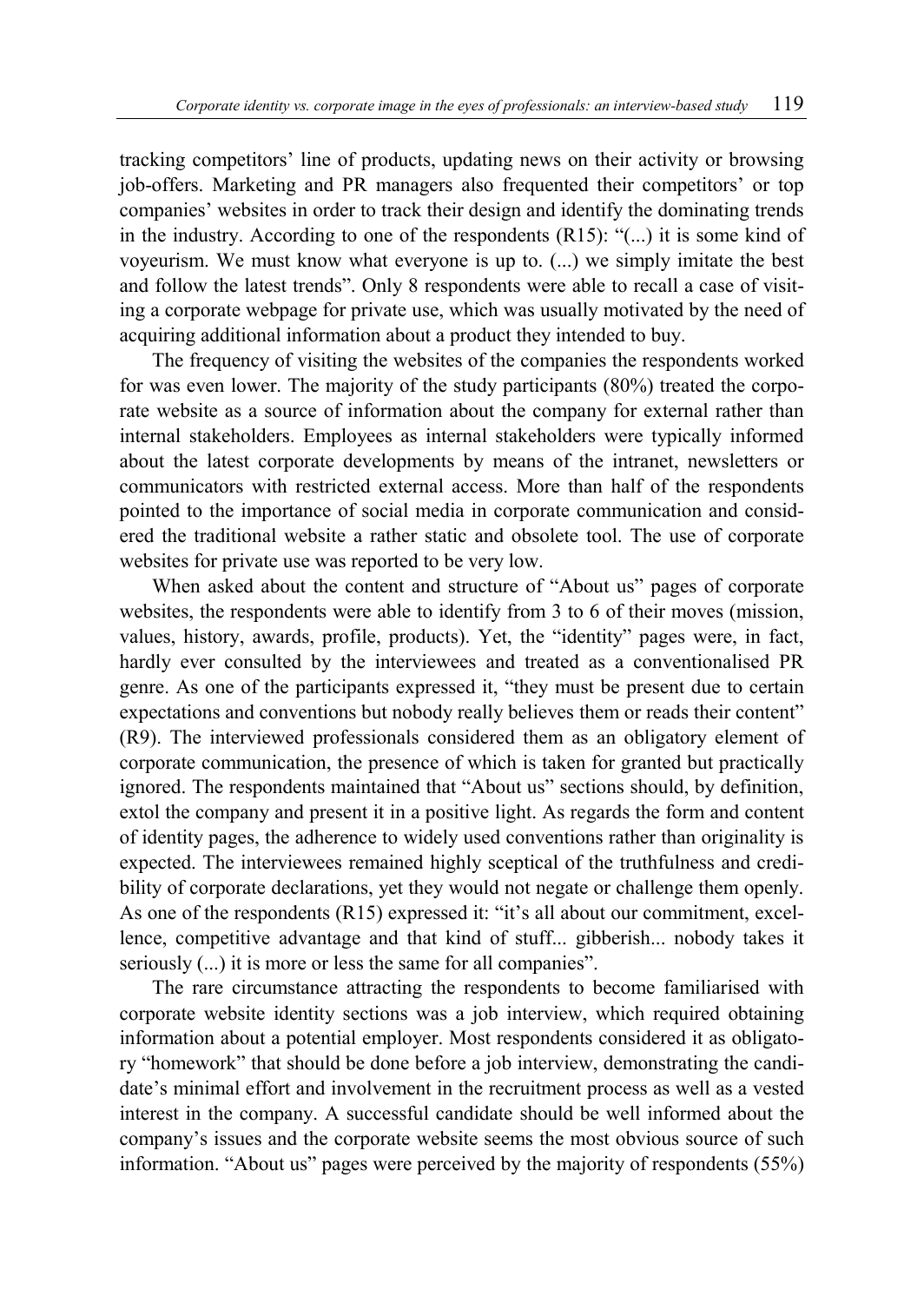tracking competitors' line of products, updating news on their activity or browsing job-offers. Marketing and PR managers also frequented their competitors' or top companies' websites in order to track their design and identify the dominating trends in the industry. According to one of the respondents (R15): "(...) it is some kind of voyeurism. We must know what everyone is up to. (...) we simply imitate the best and follow the latest trends". Only 8 respondents were able to recall a case of visiting a corporate webpage for private use, which was usually motivated by the need of acquiring additional information about a product they intended to buy.

The frequency of visiting the websites of the companies the respondents worked for was even lower. The majority of the study participants (80%) treated the corporate website as a source of information about the company for external rather than internal stakeholders. Employees as internal stakeholders were typically informed about the latest corporate developments by means of the intranet, newsletters or communicators with restricted external access. More than half of the respondents pointed to the importance of social media in corporate communication and considered the traditional website a rather static and obsolete tool. The use of corporate websites for private use was reported to be very low.

When asked about the content and structure of "About us" pages of corporate websites, the respondents were able to identify from 3 to 6 of their moves (mission, values, history, awards, profile, products). Yet, the "identity" pages were, in fact, hardly ever consulted by the interviewees and treated as a conventionalised PR genre. As one of the participants expressed it, "they must be present due to certain expectations and conventions but nobody really believes them or reads their content" (R9). The interviewed professionals considered them as an obligatory element of corporate communication, the presence of which is taken for granted but practically ignored. The respondents maintained that "About us" sections should, by definition, extol the company and present it in a positive light. As regards the form and content of identity pages, the adherence to widely used conventions rather than originality is expected. The interviewees remained highly sceptical of the truthfulness and credibility of corporate declarations, yet they would not negate or challenge them openly. As one of the respondents (R15) expressed it: "it's all about our commitment, excellence, competitive advantage and that kind of stuff... gibberish... nobody takes it seriously (...) it is more or less the same for all companies".

The rare circumstance attracting the respondents to become familiarised with corporate website identity sections was a job interview, which required obtaining information about a potential employer. Most respondents considered it as obligatory "homework" that should be done before a job interview, demonstrating the candidate's minimal effort and involvement in the recruitment process as well as a vested interest in the company. A successful candidate should be well informed about the company's issues and the corporate website seems the most obvious source of such information. "About us" pages were perceived by the majority of respondents (55%)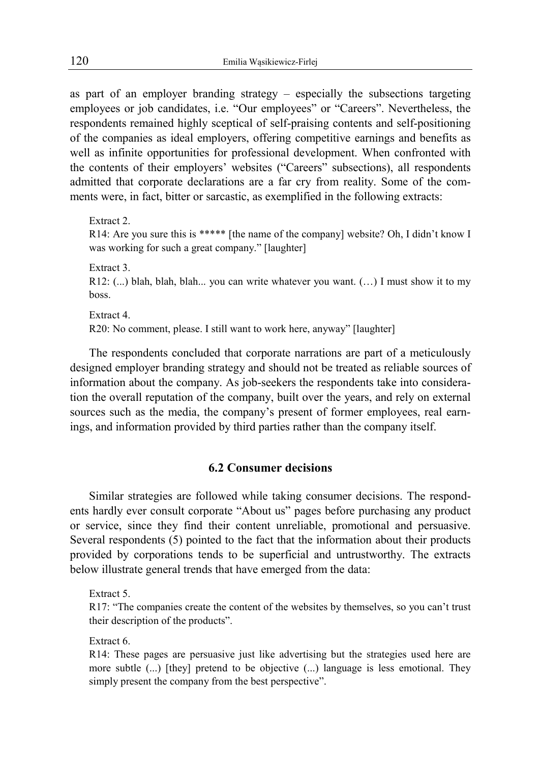as part of an employer branding strategy – especially the subsections targeting employees or job candidates, i.e. "Our employees" or "Careers". Nevertheless, the respondents remained highly sceptical of self-praising contents and self-positioning of the companies as ideal employers, offering competitive earnings and benefits as well as infinite opportunities for professional development. When confronted with the contents of their employers' websites ("Careers" subsections), all respondents admitted that corporate declarations are a far cry from reality. Some of the comments were, in fact, bitter or sarcastic, as exemplified in the following extracts:

> Extract 2.
> R14: Are you sure this is ***** [the name of the company] website? Oh, I didn't know I was working for such a great company." [laughter]

> Extract 3.
> R12: (...) blah, blah, blah... you can write whatever you want. (…) I must show it to my boss.

> Extract 4.
> R20: No comment, please. I still want to work here, anyway" [laughter]

The respondents concluded that corporate narrations are part of a meticulously designed employer branding strategy and should not be treated as reliable sources of information about the company. As job-seekers the respondents take into consideration the overall reputation of the company, built over the years, and rely on external sources such as the media, the company's present of former employees, real earnings, and information provided by third parties rather than the company itself.

### 6.2 Consumer decisions

Similar strategies are followed while taking consumer decisions. The respondents hardly ever consult corporate "About us" pages before purchasing any product or service, since they find their content unreliable, promotional and persuasive. Several respondents (5) pointed to the fact that the information about their products provided by corporations tends to be superficial and untrustworthy. The extracts below illustrate general trends that have emerged from the data:

> Extract 5.
> R17: "The companies create the content of the websites by themselves, so you can't trust their description of the products".

> Extract 6.
> R14: These pages are persuasive just like advertising but the strategies used here are more subtle (...) [they] pretend to be objective (...) language is less emotional. They simply present the company from the best perspective".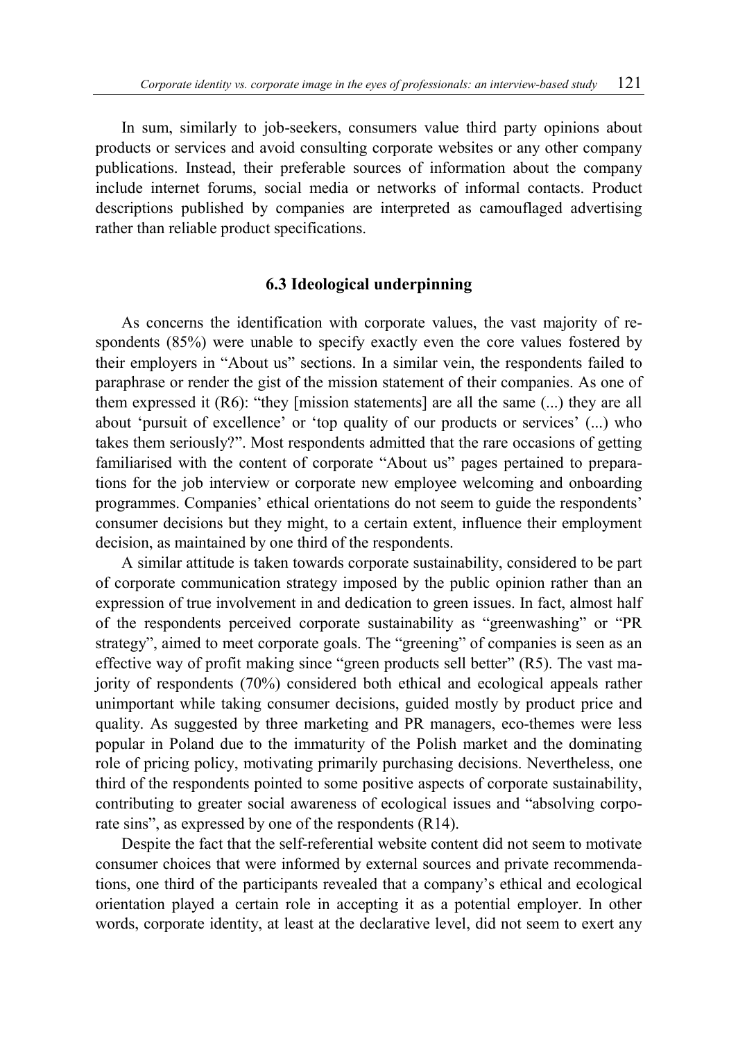In sum, similarly to job-seekers, consumers value third party opinions about products or services and avoid consulting corporate websites or any other company publications. Instead, their preferable sources of information about the company include internet forums, social media or networks of informal contacts. Product descriptions published by companies are interpreted as camouflaged advertising rather than reliable product specifications.

### 6.3 Ideological underpinning

As concerns the identification with corporate values, the vast majority of respondents (85%) were unable to specify exactly even the core values fostered by their employers in "About us" sections. In a similar vein, the respondents failed to paraphrase or render the gist of the mission statement of their companies. As one of them expressed it (R6): "they [mission statements] are all the same (...) they are all about 'pursuit of excellence' or 'top quality of our products or services' (...) who takes them seriously?". Most respondents admitted that the rare occasions of getting familiarised with the content of corporate "About us" pages pertained to preparations for the job interview or corporate new employee welcoming and onboarding programmes. Companies' ethical orientations do not seem to guide the respondents' consumer decisions but they might, to a certain extent, influence their employment decision, as maintained by one third of the respondents.

A similar attitude is taken towards corporate sustainability, considered to be part of corporate communication strategy imposed by the public opinion rather than an expression of true involvement in and dedication to green issues. In fact, almost half of the respondents perceived corporate sustainability as "greenwashing" or "PR strategy", aimed to meet corporate goals. The "greening" of companies is seen as an effective way of profit making since "green products sell better" (R5). The vast majority of respondents (70%) considered both ethical and ecological appeals rather unimportant while taking consumer decisions, guided mostly by product price and quality. As suggested by three marketing and PR managers, eco-themes were less popular in Poland due to the immaturity of the Polish market and the dominating role of pricing policy, motivating primarily purchasing decisions. Nevertheless, one third of the respondents pointed to some positive aspects of corporate sustainability, contributing to greater social awareness of ecological issues and "absolving corporate sins", as expressed by one of the respondents (R14).

Despite the fact that the self-referential website content did not seem to motivate consumer choices that were informed by external sources and private recommendations, one third of the participants revealed that a company's ethical and ecological orientation played a certain role in accepting it as a potential employer. In other words, corporate identity, at least at the declarative level, did not seem to exert any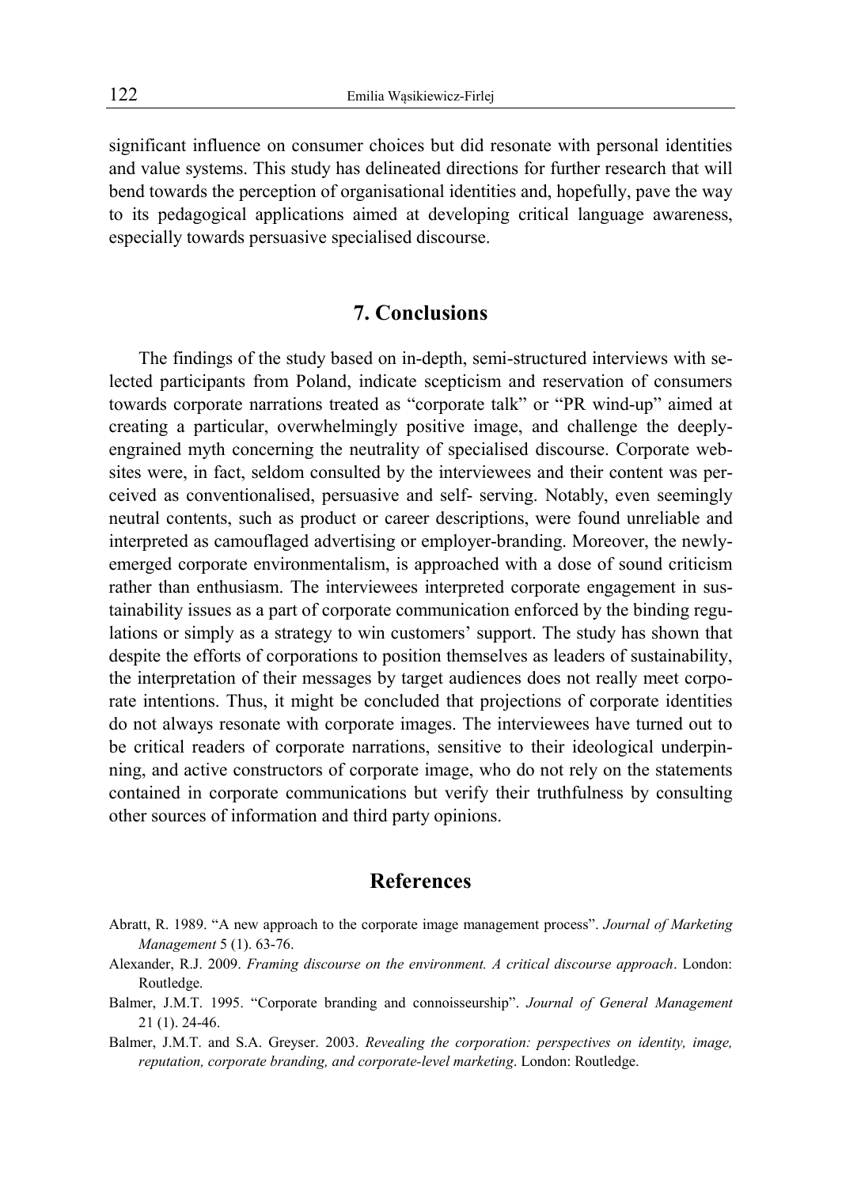significant influence on consumer choices but did resonate with personal identities and value systems. This study has delineated directions for further research that will bend towards the perception of organisational identities and, hopefully, pave the way to its pedagogical applications aimed at developing critical language awareness, especially towards persuasive specialised discourse.

## 7. Conclusions

The findings of the study based on in-depth, semi-structured interviews with selected participants from Poland, indicate scepticism and reservation of consumers towards corporate narrations treated as "corporate talk" or "PR wind-up" aimed at creating a particular, overwhelmingly positive image, and challenge the deeply-engrained myth concerning the neutrality of specialised discourse. Corporate websites were, in fact, seldom consulted by the interviewees and their content was perceived as conventionalised, persuasive and self- serving. Notably, even seemingly neutral contents, such as product or career descriptions, were found unreliable and interpreted as camouflaged advertising or employer-branding. Moreover, the newly-emerged corporate environmentalism, is approached with a dose of sound criticism rather than enthusiasm. The interviewees interpreted corporate engagement in sustainability issues as a part of corporate communication enforced by the binding regulations or simply as a strategy to win customers' support. The study has shown that despite the efforts of corporations to position themselves as leaders of sustainability, the interpretation of their messages by target audiences does not really meet corporate intentions. Thus, it might be concluded that projections of corporate identities do not always resonate with corporate images. The interviewees have turned out to be critical readers of corporate narrations, sensitive to their ideological underpinning, and active constructors of corporate image, who do not rely on the statements contained in corporate communications but verify their truthfulness by consulting other sources of information and third party opinions.

## References

Abratt, R. 1989. "A new approach to the corporate image management process". *Journal of Marketing Management* 5 (1). 63-76.

Alexander, R.J. 2009. *Framing discourse on the environment. A critical discourse approach*. London: Routledge.

Balmer, J.M.T. 1995. "Corporate branding and connoisseurship". *Journal of General Management* 21 (1). 24-46.

Balmer, J.M.T. and S.A. Greyser. 2003. *Revealing the corporation: perspectives on identity, image, reputation, corporate branding, and corporate-level marketing*. London: Routledge.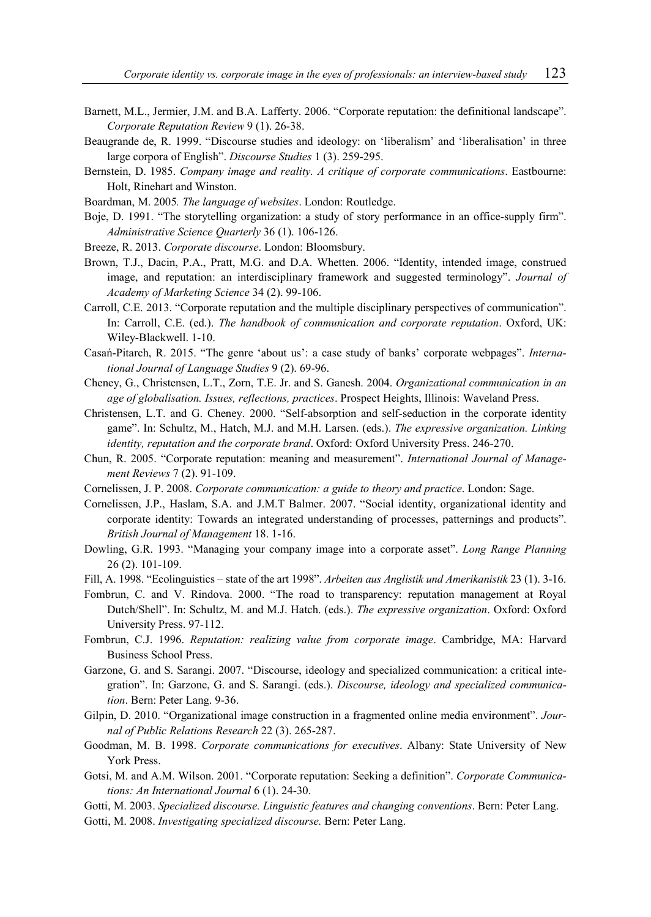Barnett, M.L., Jermier, J.M. and B.A. Lafferty. 2006. "Corporate reputation: the definitional landscape". *Corporate Reputation Review* 9 (1). 26-38.

Beaugrande de, R. 1999. "Discourse studies and ideology: on 'liberalism' and 'liberalisation' in three large corpora of English". *Discourse Studies* 1 (3). 259-295.

Bernstein, D. 1985. *Company image and reality. A critique of corporate communications*. Eastbourne: Holt, Rinehart and Winston.

Boardman, M. 2005. *The language of websites*. London: Routledge.

Boje, D. 1991. "The storytelling organization: a study of story performance in an office-supply firm". *Administrative Science Quarterly* 36 (1). 106-126.

Breeze, R. 2013. *Corporate discourse*. London: Bloomsbury.

Brown, T.J., Dacin, P.A., Pratt, M.G. and D.A. Whetten. 2006. "Identity, intended image, construed image, and reputation: an interdisciplinary framework and suggested terminology". *Journal of Academy of Marketing Science* 34 (2). 99-106.

Carroll, C.E. 2013. "Corporate reputation and the multiple disciplinary perspectives of communication". In: Carroll, C.E. (ed.). *The handbook of communication and corporate reputation*. Oxford, UK: Wiley-Blackwell. 1-10.

Casań-Pitarch, R. 2015. "The genre 'about us': a case study of banks' corporate webpages". *International Journal of Language Studies* 9 (2). 69-96.

Cheney, G., Christensen, L.T., Zorn, T.E. Jr. and S. Ganesh. 2004. *Organizational communication in an age of globalisation. Issues, reflections, practices*. Prospect Heights, Illinois: Waveland Press.

Christensen, L.T. and G. Cheney. 2000. "Self-absorption and self-seduction in the corporate identity game". In: Schultz, M., Hatch, M.J. and M.H. Larsen. (eds.). *The expressive organization. Linking identity, reputation and the corporate brand*. Oxford: Oxford University Press. 246-270.

Chun, R. 2005. "Corporate reputation: meaning and measurement". *International Journal of Management Reviews* 7 (2). 91-109.

Cornelissen, J. P. 2008. *Corporate communication: a guide to theory and practice*. London: Sage.

Cornelissen, J.P., Haslam, S.A. and J.M.T Balmer. 2007. "Social identity, organizational identity and corporate identity: Towards an integrated understanding of processes, patternings and products". *British Journal of Management* 18. 1-16.

Dowling, G.R. 1993. "Managing your company image into a corporate asset". *Long Range Planning* 26 (2). 101-109.

Fill, A. 1998. "Ecolinguistics – state of the art 1998". *Arbeiten aus Anglistik und Amerikanistik* 23 (1). 3-16.

Fombrun, C. and V. Rindova. 2000. "The road to transparency: reputation management at Royal Dutch/Shell". In: Schultz, M. and M.J. Hatch. (eds.). *The expressive organization*. Oxford: Oxford University Press. 97-112.

Fombrun, C.J. 1996. *Reputation: realizing value from corporate image*. Cambridge, MA: Harvard Business School Press.

Garzone, G. and S. Sarangi. 2007. "Discourse, ideology and specialized communication: a critical integration". In: Garzone, G. and S. Sarangi. (eds.). *Discourse, ideology and specialized communication*. Bern: Peter Lang. 9-36.

Gilpin, D. 2010. "Organizational image construction in a fragmented online media environment". *Journal of Public Relations Research* 22 (3). 265-287.

Goodman, M. B. 1998. *Corporate communications for executives*. Albany: State University of New York Press.

Gotsi, M. and A.M. Wilson. 2001. "Corporate reputation: Seeking a definition". *Corporate Communications: An International Journal* 6 (1). 24-30.

Gotti, M. 2003. *Specialized discourse. Linguistic features and changing conventions*. Bern: Peter Lang.

Gotti, M. 2008. *Investigating specialized discourse.* Bern: Peter Lang.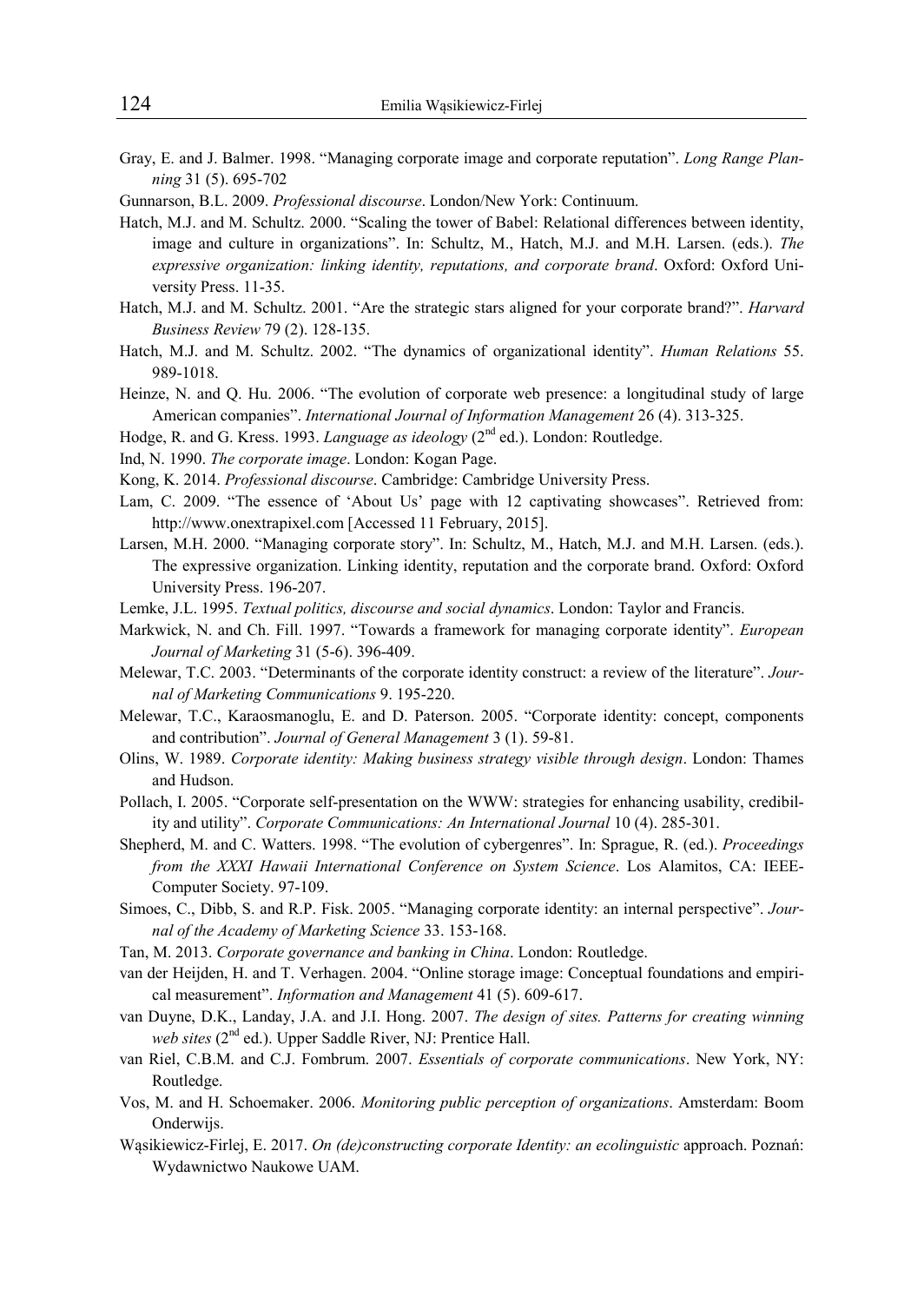Gray, E. and J. Balmer. 1998. "Managing corporate image and corporate reputation". *Long Range Planning* 31 (5). 695-702

Gunnarson, B.L. 2009. *Professional discourse*. London/New York: Continuum.

Hatch, M.J. and M. Schultz. 2000. "Scaling the tower of Babel: Relational differences between identity, image and culture in organizations". In: Schultz, M., Hatch, M.J. and M.H. Larsen. (eds.). *The expressive organization: linking identity, reputations, and corporate brand*. Oxford: Oxford University Press. 11-35.

Hatch, M.J. and M. Schultz. 2001. "Are the strategic stars aligned for your corporate brand?". *Harvard Business Review* 79 (2). 128-135.

Hatch, M.J. and M. Schultz. 2002. "The dynamics of organizational identity". *Human Relations* 55. 989-1018.

Heinze, N. and Q. Hu. 2006. "The evolution of corporate web presence: a longitudinal study of large American companies". *International Journal of Information Management* 26 (4). 313-325.

Hodge, R. and G. Kress. 1993. *Language as ideology* (2nd ed.). London: Routledge.

Ind, N. 1990. *The corporate image*. London: Kogan Page.

Kong, K. 2014. *Professional discourse*. Cambridge: Cambridge University Press.

Lam, C. 2009. "The essence of 'About Us' page with 12 captivating showcases". Retrieved from: http://www.onextrapixel.com [Accessed 11 February, 2015].

Larsen, M.H. 2000. "Managing corporate story". In: Schultz, M., Hatch, M.J. and M.H. Larsen. (eds.). The expressive organization. Linking identity, reputation and the corporate brand. Oxford: Oxford University Press. 196-207.

Lemke, J.L. 1995. *Textual politics, discourse and social dynamics*. London: Taylor and Francis.

Markwick, N. and Ch. Fill. 1997. "Towards a framework for managing corporate identity". *European Journal of Marketing* 31 (5-6). 396-409.

Melewar, T.C. 2003. "Determinants of the corporate identity construct: a review of the literature". *Journal of Marketing Communications* 9. 195-220.

Melewar, T.C., Karaosmanoglu, E. and D. Paterson. 2005. "Corporate identity: concept, components and contribution". *Journal of General Management* 3 (1). 59-81.

Olins, W. 1989. *Corporate identity: Making business strategy visible through design*. London: Thames and Hudson.

Pollach, I. 2005. "Corporate self-presentation on the WWW: strategies for enhancing usability, credibility and utility". *Corporate Communications: An International Journal* 10 (4). 285-301.

Shepherd, M. and C. Watters. 1998. "The evolution of cybergenres". In: Sprague, R. (ed.). *Proceedings from the XXXI Hawaii International Conference on System Science*. Los Alamitos, CA: IEEE-Computer Society. 97-109.

Simoes, C., Dibb, S. and R.P. Fisk. 2005. "Managing corporate identity: an internal perspective". *Journal of the Academy of Marketing Science* 33. 153-168.

Tan, M. 2013. *Corporate governance and banking in China*. London: Routledge.

van der Heijden, H. and T. Verhagen. 2004. "Online storage image: Conceptual foundations and empirical measurement". *Information and Management* 41 (5). 609-617.

van Duyne, D.K., Landay, J.A. and J.I. Hong. 2007. *The design of sites. Patterns for creating winning web sites* (2nd ed.). Upper Saddle River, NJ: Prentice Hall.

van Riel, C.B.M. and C.J. Fombrum. 2007. *Essentials of corporate communications*. New York, NY: Routledge.

Vos, M. and H. Schoemaker. 2006. *Monitoring public perception of organizations*. Amsterdam: Boom Onderwijs.

Wąsikiewicz-Firlej, E. 2017. *On (de)constructing corporate Identity: an ecolinguistic* approach. Poznań: Wydawnictwo Naukowe UAM.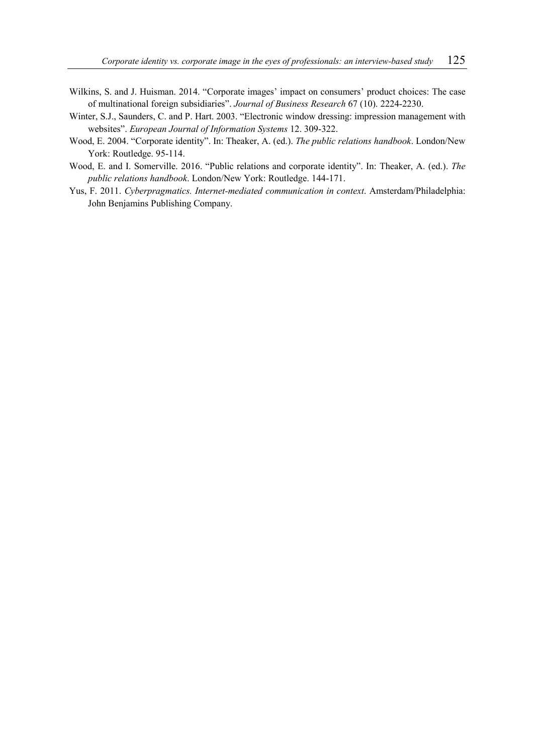Wilkins, S. and J. Huisman. 2014. “Corporate images’ impact on consumers’ product choices: The case of multinational foreign subsidiaries”. *Journal of Business Research* 67 (10). 2224-2230.

Winter, S.J., Saunders, C. and P. Hart. 2003. “Electronic window dressing: impression management with websites”. *European Journal of Information Systems* 12. 309-322.

Wood, E. 2004. “Corporate identity”. In: Theaker, A. (ed.). *The public relations handbook*. London/New York: Routledge. 95-114.

Wood, E. and I. Somerville. 2016. “Public relations and corporate identity”. In: Theaker, A. (ed.). *The public relations handbook*. London/New York: Routledge. 144-171.

Yus, F. 2011. *Cyberpragmatics. Internet-mediated communication in context*. Amsterdam/Philadelphia: John Benjamins Publishing Company.